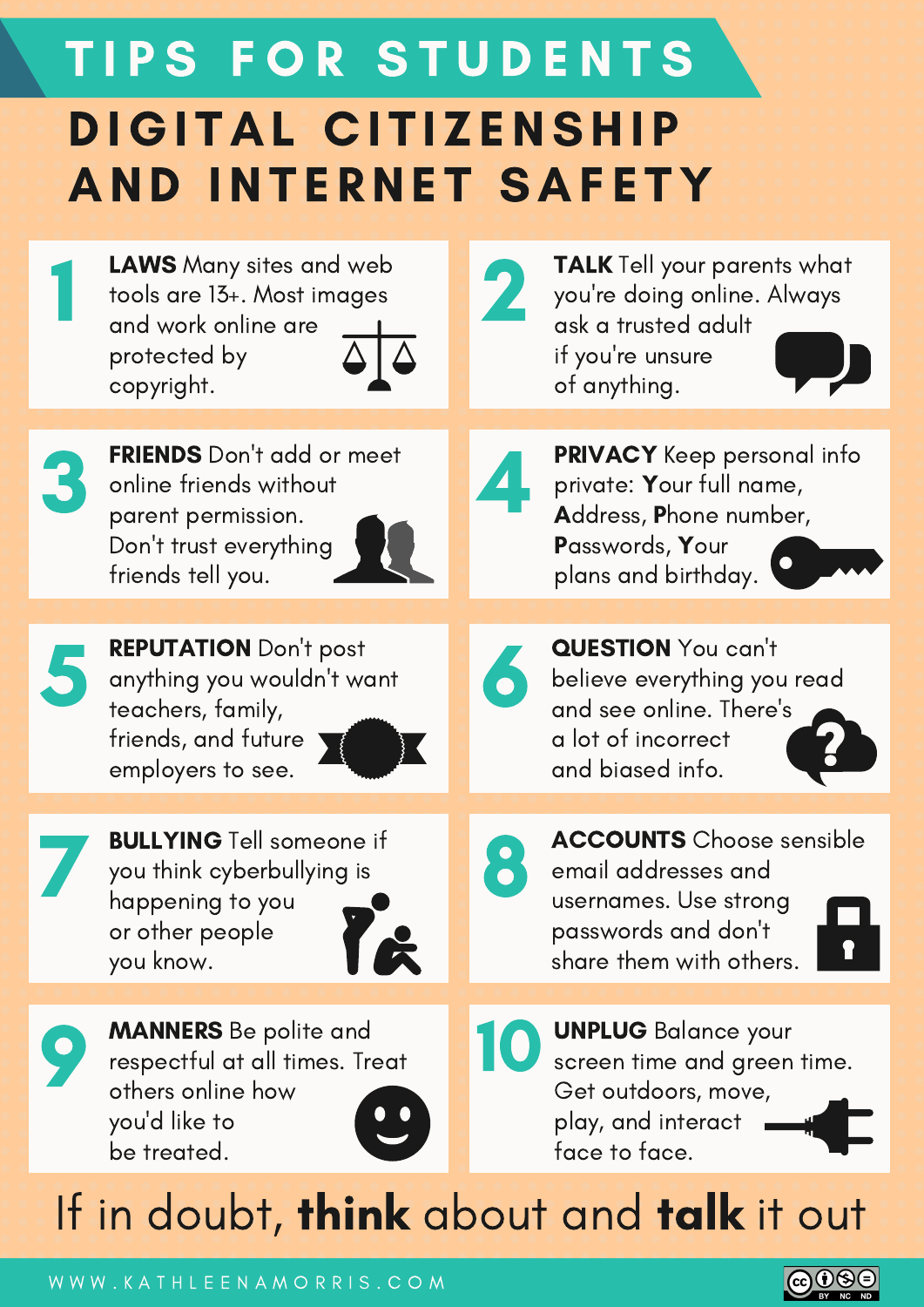# TIPS FOR STUDENTS

## DIGITAL CITIZENSHIP AND INTERNET SAFETY

**1** **LAWS** Many sites and web tools are 13+. Most images and work online are protected by copyright.

**2** **TALK** Tell your parents what you're doing online. Always ask a trusted adult if you're unsure of anything.

**3** **FRIENDS** Don't add or meet online friends without parent permission. Don't trust everything friends tell you.

**4** **PRIVACY** Keep personal info private: **Y**our full name, **A**ddress, **P**hone number, **P**asswords, **Y**our plans and birthday.

**5** **REPUTATION** Don't post anything you wouldn't want teachers, family, friends, and future employers to see.

**6** **QUESTION** You can't believe everything you read and see online. There's a lot of incorrect and biased info.

**7** **BULLYING** Tell someone if you think cyberbullying is happening to you or other people you know.

**8** **ACCOUNTS** Choose sensible email addresses and usernames. Use strong passwords and don't share them with others.

**9** **MANNERS** Be polite and respectful at all times. Treat others online how you'd like to be treated.

**10** **UNPLUG** Balance your screen time and green time. Get outdoors, move, play, and interact face to face.

If in doubt, **think** about and **talk** it out

WWW.KATHLEENAMORRIS.COM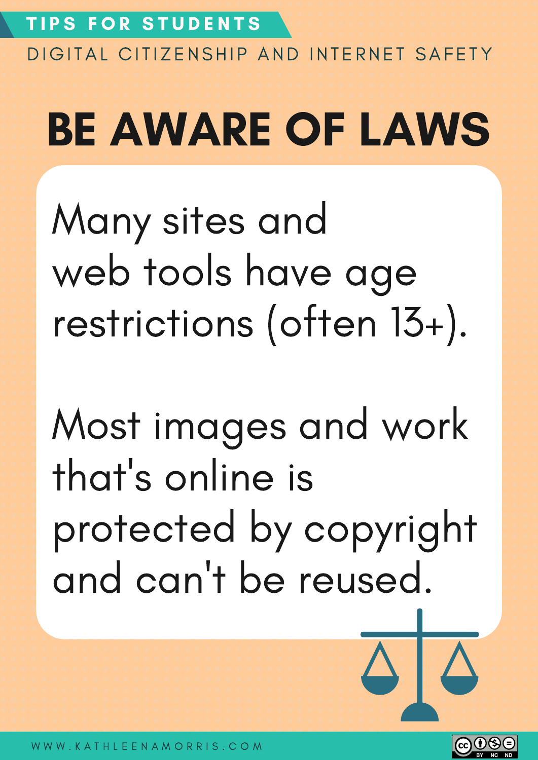TIPS FOR STUDENTS

DIGITAL CITIZENSHIP AND INTERNET SAFETY

# BE AWARE OF LAWS

Many sites and web tools have age restrictions (often 13+).

Most images and work that's online is protected by copyright and can't be reused.

WWW.KATHLEENAMORRIS.COM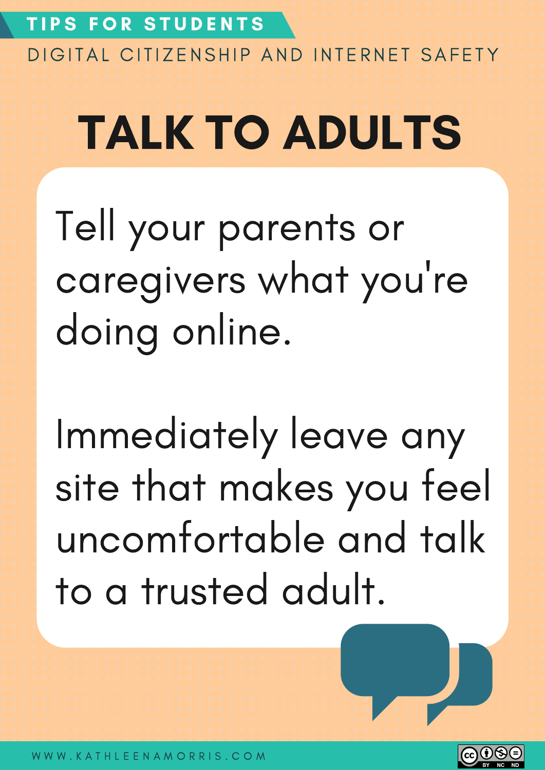TIPS FOR STUDENTS

DIGITAL CITIZENSHIP AND INTERNET SAFETY

# TALK TO ADULTS

Tell your parents or caregivers what you're doing online.

Immediately leave any site that makes you feel uncomfortable and talk to a trusted adult.

WWW.KATHLEENAMORRIS.COM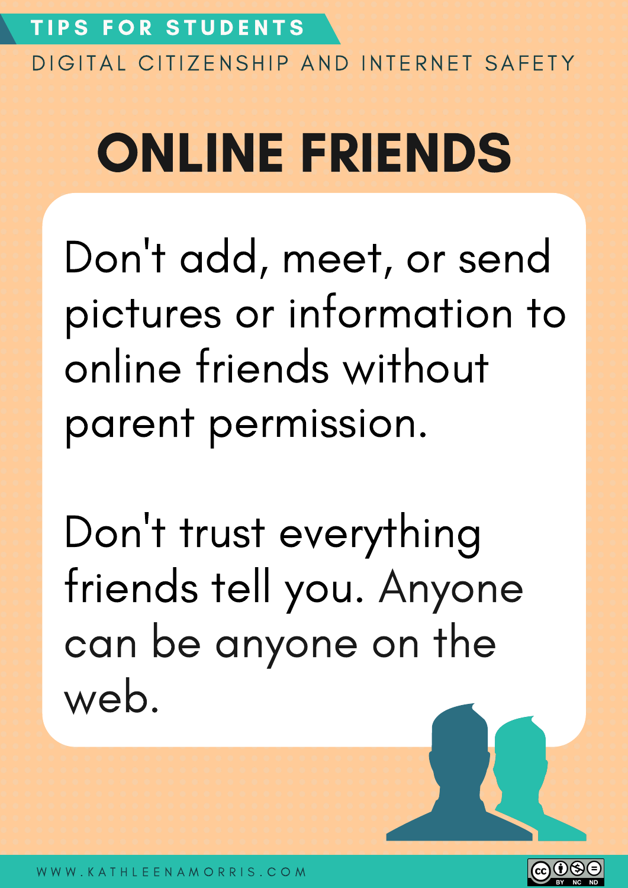TIPS FOR STUDENTS

DIGITAL CITIZENSHIP AND INTERNET SAFETY

# ONLINE FRIENDS

Don't add, meet, or send pictures or information to online friends without parent permission.

Don't trust everything friends tell you. Anyone can be anyone on the web.

WWW.KATHLEENAMORRIS.COM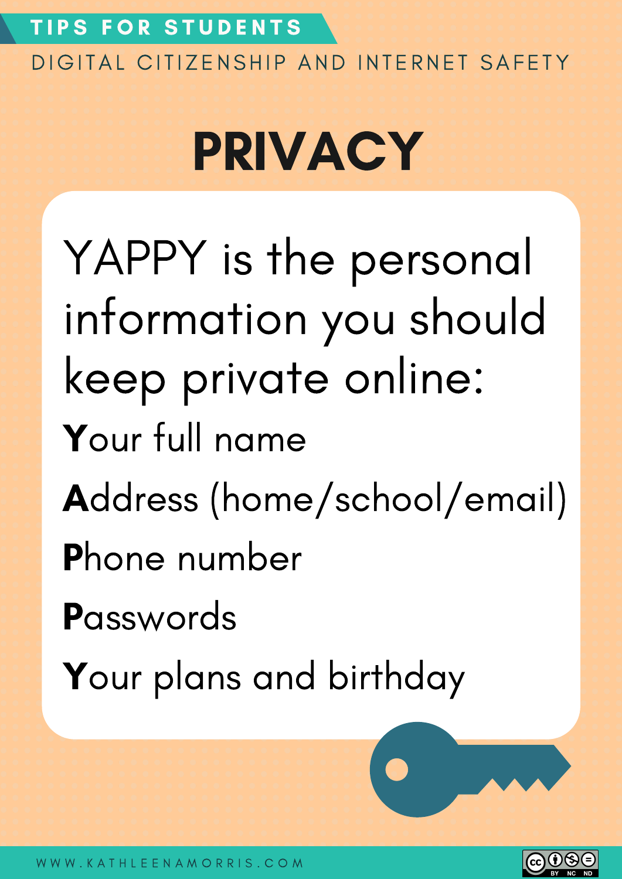TIPS FOR STUDENTS

DIGITAL CITIZENSHIP AND INTERNET SAFETY

# PRIVACY

YAPPY is the personal information you should keep private online:

**Y**our full name

**A**ddress (home/school/email)

**P**hone number

**P**asswords

**Y**our plans and birthday

WWW.KATHLEENAMORRIS.COM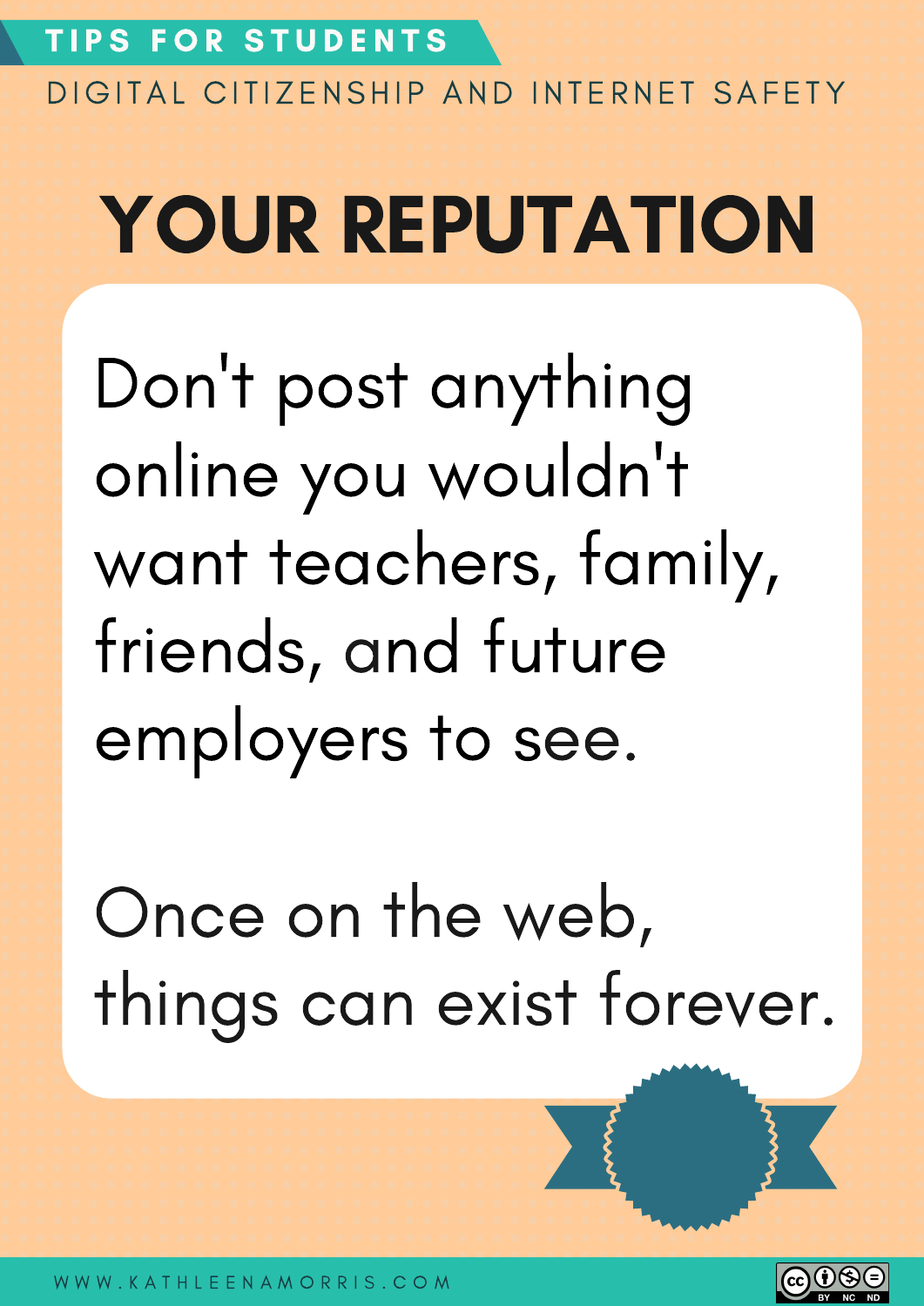TIPS FOR STUDENTS

DIGITAL CITIZENSHIP AND INTERNET SAFETY

# YOUR REPUTATION

Don't post anything online you wouldn't want teachers, family, friends, and future employers to see.

Once on the web, things can exist forever.

WWW.KATHLEENAMORRIS.COM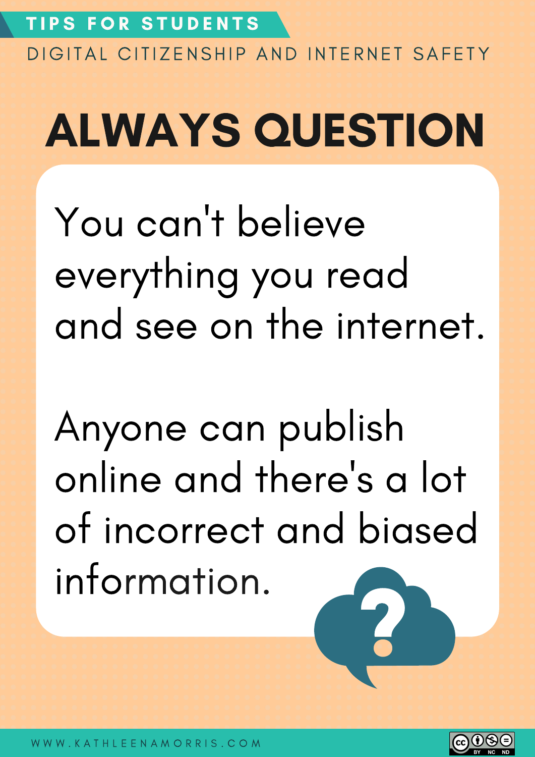TIPS FOR STUDENTS

DIGITAL CITIZENSHIP AND INTERNET SAFETY

# ALWAYS QUESTION

You can't believe everything you read and see on the internet.

Anyone can publish online and there's a lot of incorrect and biased information.

WWW.KATHLEENAMORRIS.COM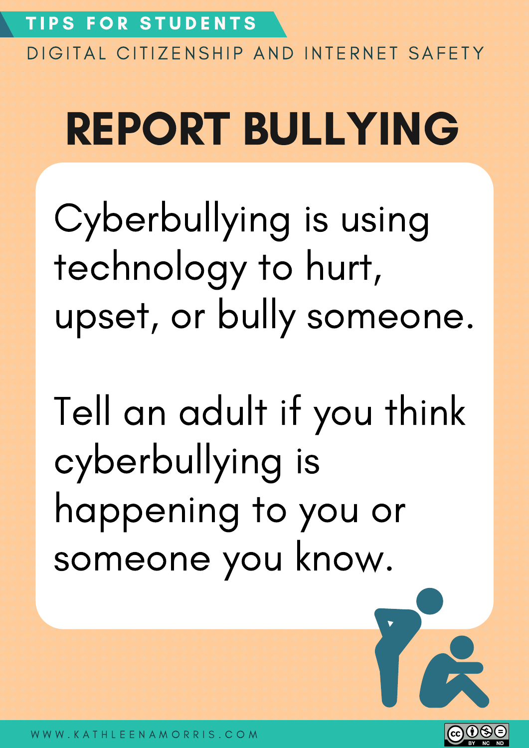TIPS FOR STUDENTS

DIGITAL CITIZENSHIP AND INTERNET SAFETY

# REPORT BULLYING

Cyberbullying is using technology to hurt, upset, or bully someone.

Tell an adult if you think cyberbullying is happening to you or someone you know.

WWW.KATHLEENAMORRIS.COM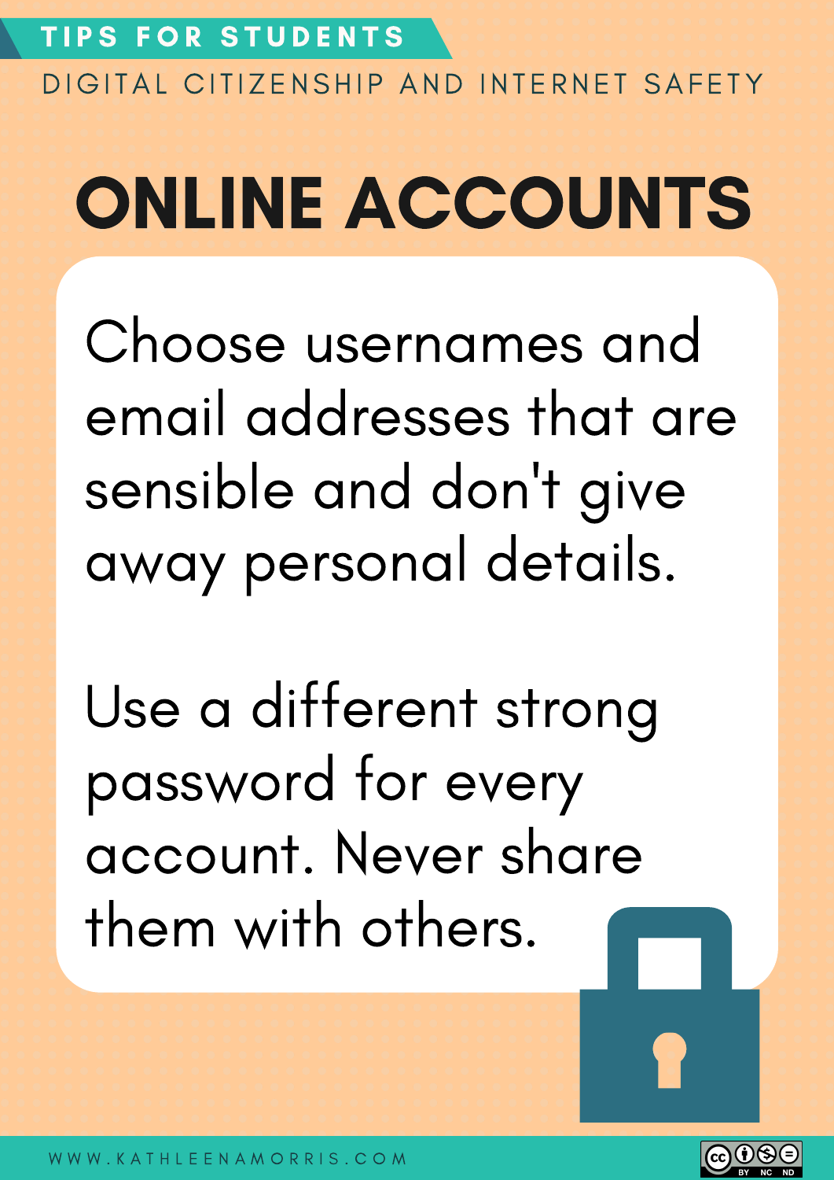TIPS FOR STUDENTS

DIGITAL CITIZENSHIP AND INTERNET SAFETY

# ONLINE ACCOUNTS

Choose usernames and email addresses that are sensible and don't give away personal details.

Use a different strong password for every account. Never share them with others.

WWW.KATHLEENAMORRIS.COM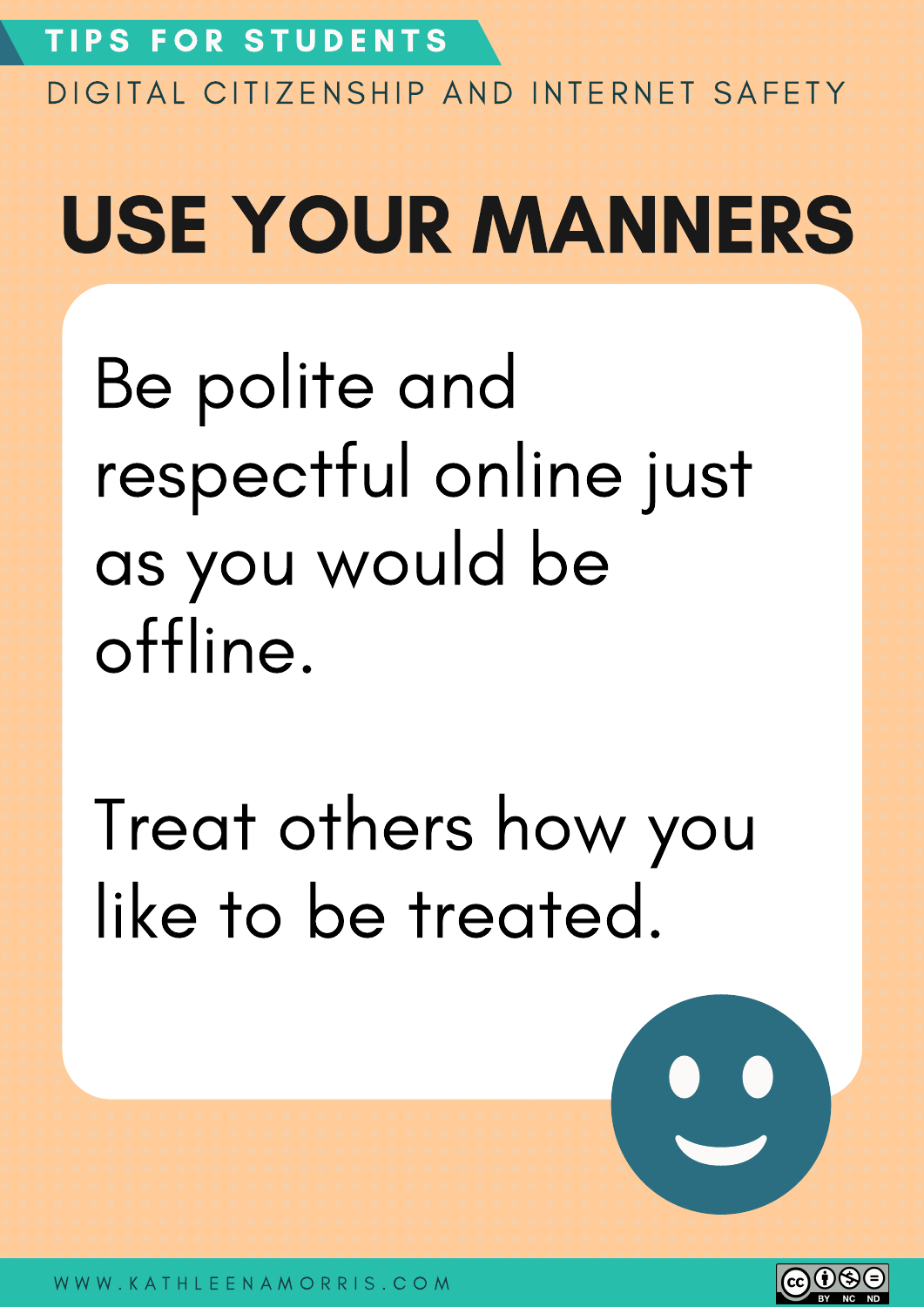TIPS FOR STUDENTS

DIGITAL CITIZENSHIP AND INTERNET SAFETY

# USE YOUR MANNERS

Be polite and respectful online just as you would be offline.

Treat others how you like to be treated.

WWW.KATHLEENAMORRIS.COM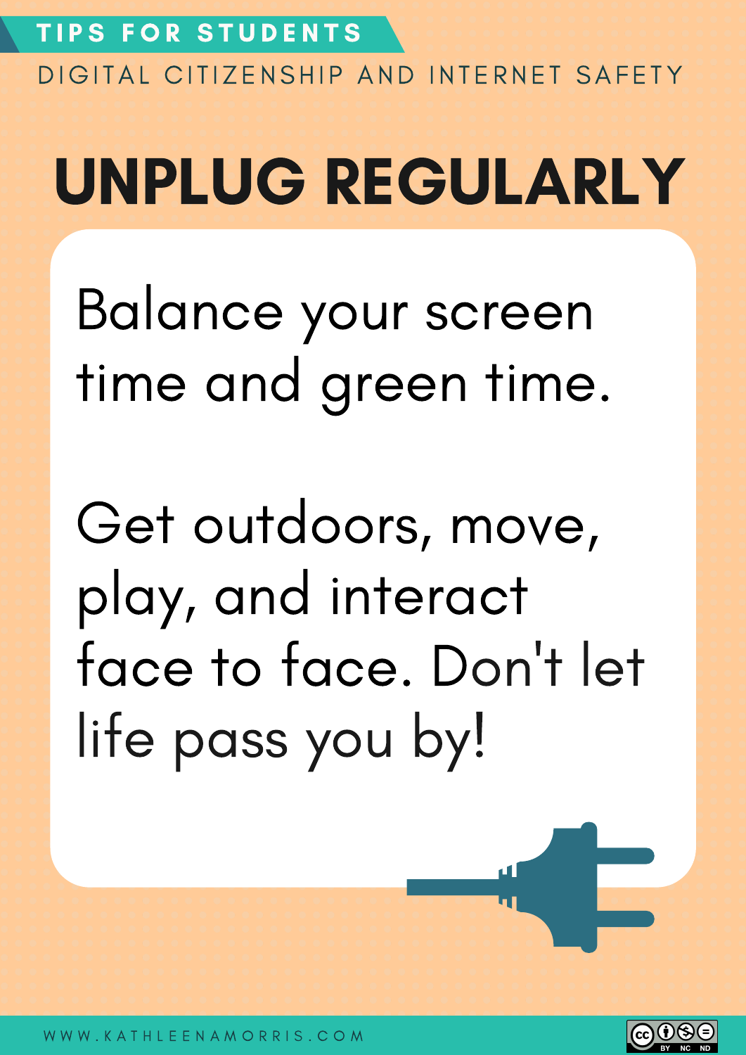TIPS FOR STUDENTS

DIGITAL CITIZENSHIP AND INTERNET SAFETY

# UNPLUG REGULARLY

Balance your screen time and green time.

Get outdoors, move, play, and interact face to face. Don't let life pass you by!

WWW.KATHLEENAMORRIS.COM